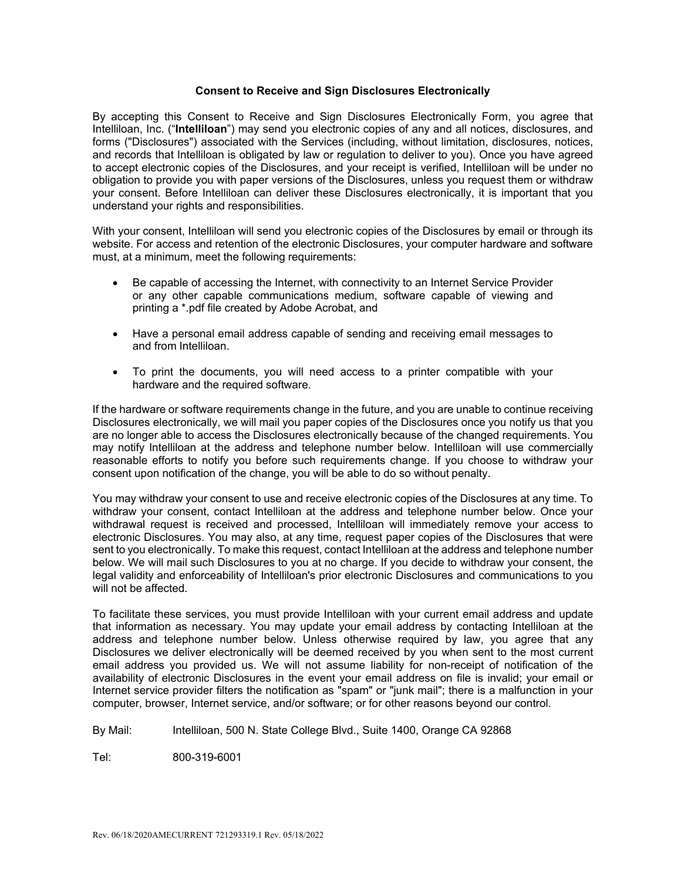## Consent to Receive and Sign Disclosures Electronically

By accepting this Consent to Receive and Sign Disclosures Electronically Form, you agree that Intelliloan, Inc. ("**Intelliloan**") may send you electronic copies of any and all notices, disclosures, and forms ("Disclosures") associated with the Services (including, without limitation, disclosures, notices, and records that Intelliloan is obligated by law or regulation to deliver to you). Once you have agreed to accept electronic copies of the Disclosures, and your receipt is verified, Intelliloan will be under no obligation to provide you with paper versions of the Disclosures, unless you request them or withdraw your consent. Before Intelliloan can deliver these Disclosures electronically, it is important that you understand your rights and responsibilities.

With your consent, Intelliloan will send you electronic copies of the Disclosures by email or through its website. For access and retention of the electronic Disclosures, your computer hardware and software must, at a minimum, meet the following requirements:

- Be capable of accessing the Internet, with connectivity to an Internet Service Provider or any other capable communications medium, software capable of viewing and printing a *.pdf file created by Adobe Acrobat, and
- Have a personal email address capable of sending and receiving email messages to and from Intelliloan.
- To print the documents, you will need access to a printer compatible with your hardware and the required software.

If the hardware or software requirements change in the future, and you are unable to continue receiving Disclosures electronically, we will mail you paper copies of the Disclosures once you notify us that you are no longer able to access the Disclosures electronically because of the changed requirements. You may notify Intelliloan at the address and telephone number below. Intelliloan will use commercially reasonable efforts to notify you before such requirements change. If you choose to withdraw your consent upon notification of the change, you will be able to do so without penalty.

You may withdraw your consent to use and receive electronic copies of the Disclosures at any time. To withdraw your consent, contact Intelliloan at the address and telephone number below. Once your withdrawal request is received and processed, Intelliloan will immediately remove your access to electronic Disclosures. You may also, at any time, request paper copies of the Disclosures that were sent to you electronically. To make this request, contact Intelliloan at the address and telephone number below. We will mail such Disclosures to you at no charge. If you decide to withdraw your consent, the legal validity and enforceability of Intelliloan's prior electronic Disclosures and communications to you will not be affected.

To facilitate these services, you must provide Intelliloan with your current email address and update that information as necessary. You may update your email address by contacting Intelliloan at the address and telephone number below. Unless otherwise required by law, you agree that any Disclosures we deliver electronically will be deemed received by you when sent to the most current email address you provided us. We will not assume liability for non-receipt of notification of the availability of electronic Disclosures in the event your email address on file is invalid; your email or Internet service provider filters the notification as "spam" or "junk mail"; there is a malfunction in your computer, browser, Internet service, and/or software; or for other reasons beyond our control.

By Mail: Intelliloan, 500 N. State College Blvd., Suite 1400, Orange CA 92868

Tel: 800-319-6001

Rev. 06/18/2020AMECURRENT 721293319.1 Rev. 05/18/2022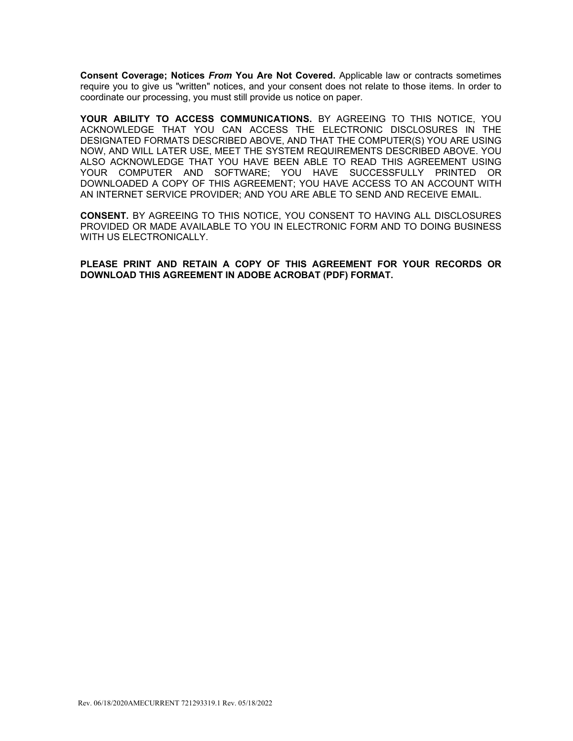**Consent Coverage; Notices *From* You Are Not Covered.** Applicable law or contracts sometimes require you to give us "written" notices, and your consent does not relate to those items. In order to coordinate our processing, you must still provide us notice on paper.

**YOUR ABILITY TO ACCESS COMMUNICATIONS.** BY AGREEING TO THIS NOTICE, YOU ACKNOWLEDGE THAT YOU CAN ACCESS THE ELECTRONIC DISCLOSURES IN THE DESIGNATED FORMATS DESCRIBED ABOVE, AND THAT THE COMPUTER(S) YOU ARE USING NOW, AND WILL LATER USE, MEET THE SYSTEM REQUIREMENTS DESCRIBED ABOVE. YOU ALSO ACKNOWLEDGE THAT YOU HAVE BEEN ABLE TO READ THIS AGREEMENT USING YOUR COMPUTER AND SOFTWARE; YOU HAVE SUCCESSFULLY PRINTED OR DOWNLOADED A COPY OF THIS AGREEMENT; YOU HAVE ACCESS TO AN ACCOUNT WITH AN INTERNET SERVICE PROVIDER; AND YOU ARE ABLE TO SEND AND RECEIVE EMAIL.

**CONSENT.** BY AGREEING TO THIS NOTICE, YOU CONSENT TO HAVING ALL DISCLOSURES PROVIDED OR MADE AVAILABLE TO YOU IN ELECTRONIC FORM AND TO DOING BUSINESS WITH US ELECTRONICALLY.

**PLEASE PRINT AND RETAIN A COPY OF THIS AGREEMENT FOR YOUR RECORDS OR DOWNLOAD THIS AGREEMENT IN ADOBE ACROBAT (PDF) FORMAT.**

Rev. 06/18/2020AMECURRENT 721293319.1 Rev. 05/18/2022